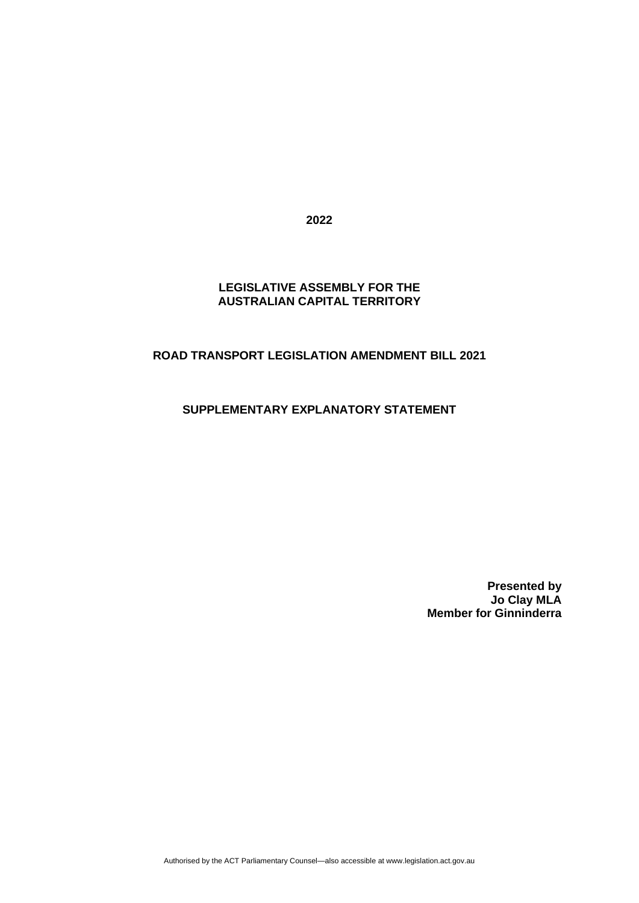**2022**

**LEGISLATIVE ASSEMBLY FOR THE AUSTRALIAN CAPITAL TERRITORY**

# ROAD TRANSPORT LEGISLATION AMENDMENT BILL 2021

## SUPPLEMENTARY EXPLANATORY STATEMENT

**Presented by**
**Jo Clay MLA**
**Member for Ginninderra**

Authorised by the ACT Parliamentary Counsel—also accessible at www.legislation.act.gov.au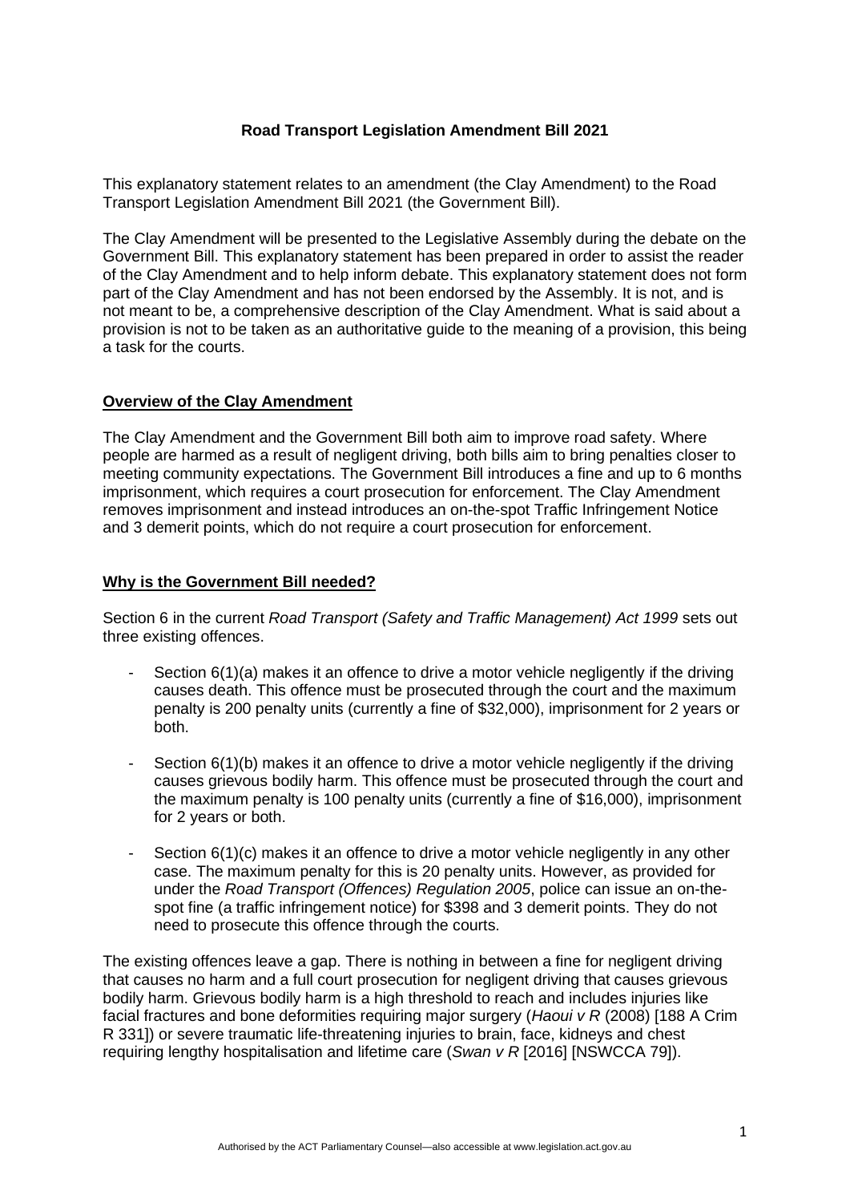**Road Transport Legislation Amendment Bill 2021**

This explanatory statement relates to an amendment (the Clay Amendment) to the Road Transport Legislation Amendment Bill 2021 (the Government Bill).

The Clay Amendment will be presented to the Legislative Assembly during the debate on the Government Bill. This explanatory statement has been prepared in order to assist the reader of the Clay Amendment and to help inform debate. This explanatory statement does not form part of the Clay Amendment and has not been endorsed by the Assembly. It is not, and is not meant to be, a comprehensive description of the Clay Amendment. What is said about a provision is not to be taken as an authoritative guide to the meaning of a provision, this being a task for the courts.

## Overview of the Clay Amendment

The Clay Amendment and the Government Bill both aim to improve road safety. Where people are harmed as a result of negligent driving, both bills aim to bring penalties closer to meeting community expectations. The Government Bill introduces a fine and up to 6 months imprisonment, which requires a court prosecution for enforcement. The Clay Amendment removes imprisonment and instead introduces an on-the-spot Traffic Infringement Notice and 3 demerit points, which do not require a court prosecution for enforcement.

## Why is the Government Bill needed?

Section 6 in the current *Road Transport (Safety and Traffic Management) Act 1999* sets out three existing offences.

- Section 6(1)(a) makes it an offence to drive a motor vehicle negligently if the driving causes death. This offence must be prosecuted through the court and the maximum penalty is 200 penalty units (currently a fine of $32,000), imprisonment for 2 years or both.
- Section 6(1)(b) makes it an offence to drive a motor vehicle negligently if the driving causes grievous bodily harm. This offence must be prosecuted through the court and the maximum penalty is 100 penalty units (currently a fine of $16,000), imprisonment for 2 years or both.
- Section 6(1)(c) makes it an offence to drive a motor vehicle negligently in any other case. The maximum penalty for this is 20 penalty units. However, as provided for under the *Road Transport (Offences) Regulation 2005*, police can issue an on-the-spot fine (a traffic infringement notice) for $398 and 3 demerit points. They do not need to prosecute this offence through the courts.

The existing offences leave a gap. There is nothing in between a fine for negligent driving that causes no harm and a full court prosecution for negligent driving that causes grievous bodily harm. Grievous bodily harm is a high threshold to reach and includes injuries like facial fractures and bone deformities requiring major surgery (*Haoui v R* (2008) [188 A Crim R 331]) or severe traumatic life-threatening injuries to brain, face, kidneys and chest requiring lengthy hospitalisation and lifetime care (*Swan v R* [2016] [NSWCCA 79]).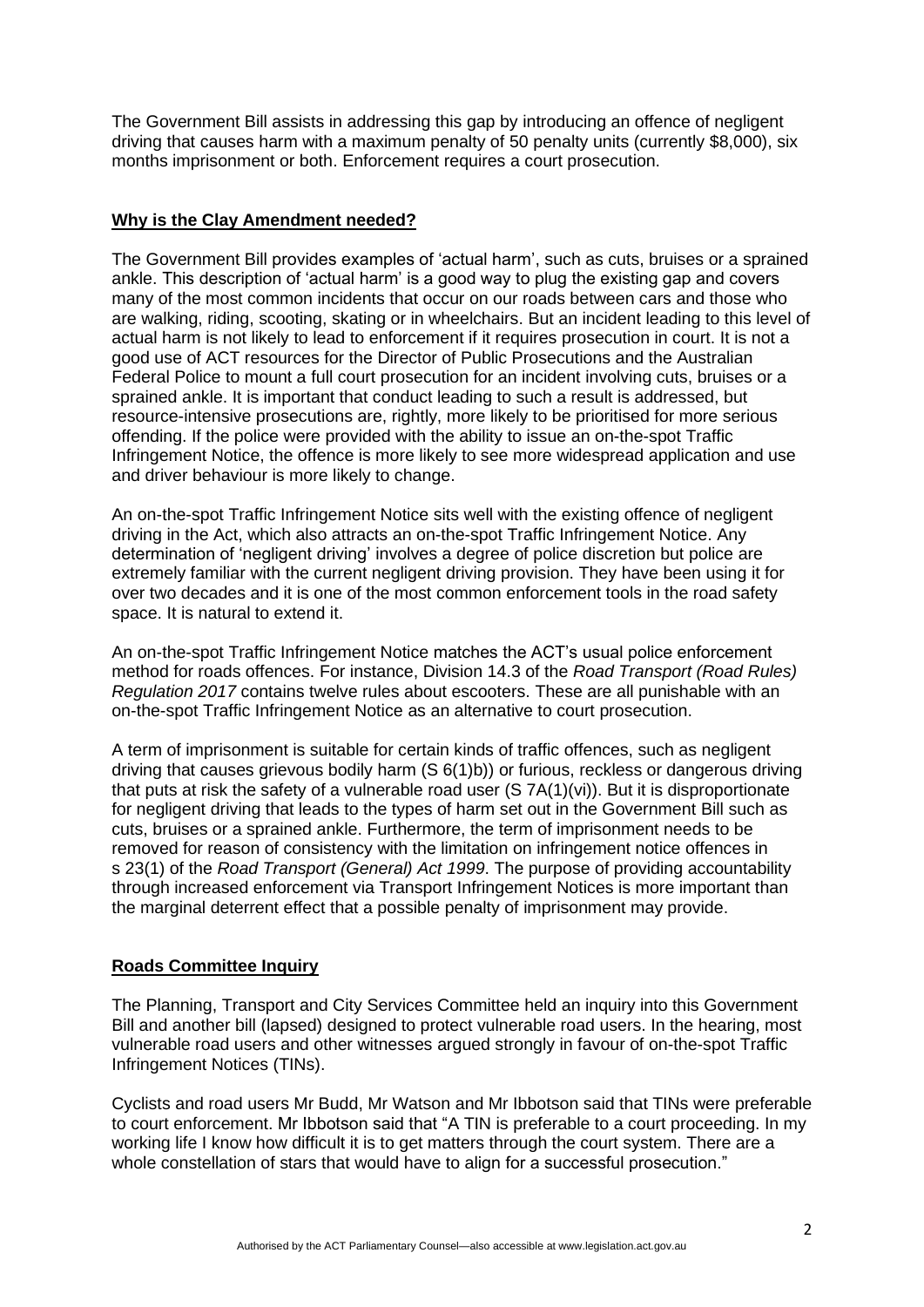The Government Bill assists in addressing this gap by introducing an offence of negligent driving that causes harm with a maximum penalty of 50 penalty units (currently $8,000), six months imprisonment or both. Enforcement requires a court prosecution.

## Why is the Clay Amendment needed?

The Government Bill provides examples of 'actual harm', such as cuts, bruises or a sprained ankle. This description of 'actual harm' is a good way to plug the existing gap and covers many of the most common incidents that occur on our roads between cars and those who are walking, riding, scooting, skating or in wheelchairs. But an incident leading to this level of actual harm is not likely to lead to enforcement if it requires prosecution in court. It is not a good use of ACT resources for the Director of Public Prosecutions and the Australian Federal Police to mount a full court prosecution for an incident involving cuts, bruises or a sprained ankle. It is important that conduct leading to such a result is addressed, but resource-intensive prosecutions are, rightly, more likely to be prioritised for more serious offending. If the police were provided with the ability to issue an on-the-spot Traffic Infringement Notice, the offence is more likely to see more widespread application and use and driver behaviour is more likely to change.

An on-the-spot Traffic Infringement Notice sits well with the existing offence of negligent driving in the Act, which also attracts an on-the-spot Traffic Infringement Notice. Any determination of 'negligent driving' involves a degree of police discretion but police are extremely familiar with the current negligent driving provision. They have been using it for over two decades and it is one of the most common enforcement tools in the road safety space. It is natural to extend it.

An on-the-spot Traffic Infringement Notice matches the ACT's usual police enforcement method for roads offences. For instance, Division 14.3 of the *Road Transport (Road Rules) Regulation 2017* contains twelve rules about escooters. These are all punishable with an on-the-spot Traffic Infringement Notice as an alternative to court prosecution.

A term of imprisonment is suitable for certain kinds of traffic offences, such as negligent driving that causes grievous bodily harm (S 6(1)b)) or furious, reckless or dangerous driving that puts at risk the safety of a vulnerable road user (S 7A(1)(vi)). But it is disproportionate for negligent driving that leads to the types of harm set out in the Government Bill such as cuts, bruises or a sprained ankle. Furthermore, the term of imprisonment needs to be removed for reason of consistency with the limitation on infringement notice offences in s 23(1) of the *Road Transport (General) Act 1999*. The purpose of providing accountability through increased enforcement via Transport Infringement Notices is more important than the marginal deterrent effect that a possible penalty of imprisonment may provide.

## Roads Committee Inquiry

The Planning, Transport and City Services Committee held an inquiry into this Government Bill and another bill (lapsed) designed to protect vulnerable road users. In the hearing, most vulnerable road users and other witnesses argued strongly in favour of on-the-spot Traffic Infringement Notices (TINs).

Cyclists and road users Mr Budd, Mr Watson and Mr Ibbotson said that TINs were preferable to court enforcement. Mr Ibbotson said that "A TIN is preferable to a court proceeding. In my working life I know how difficult it is to get matters through the court system. There are a whole constellation of stars that would have to align for a successful prosecution."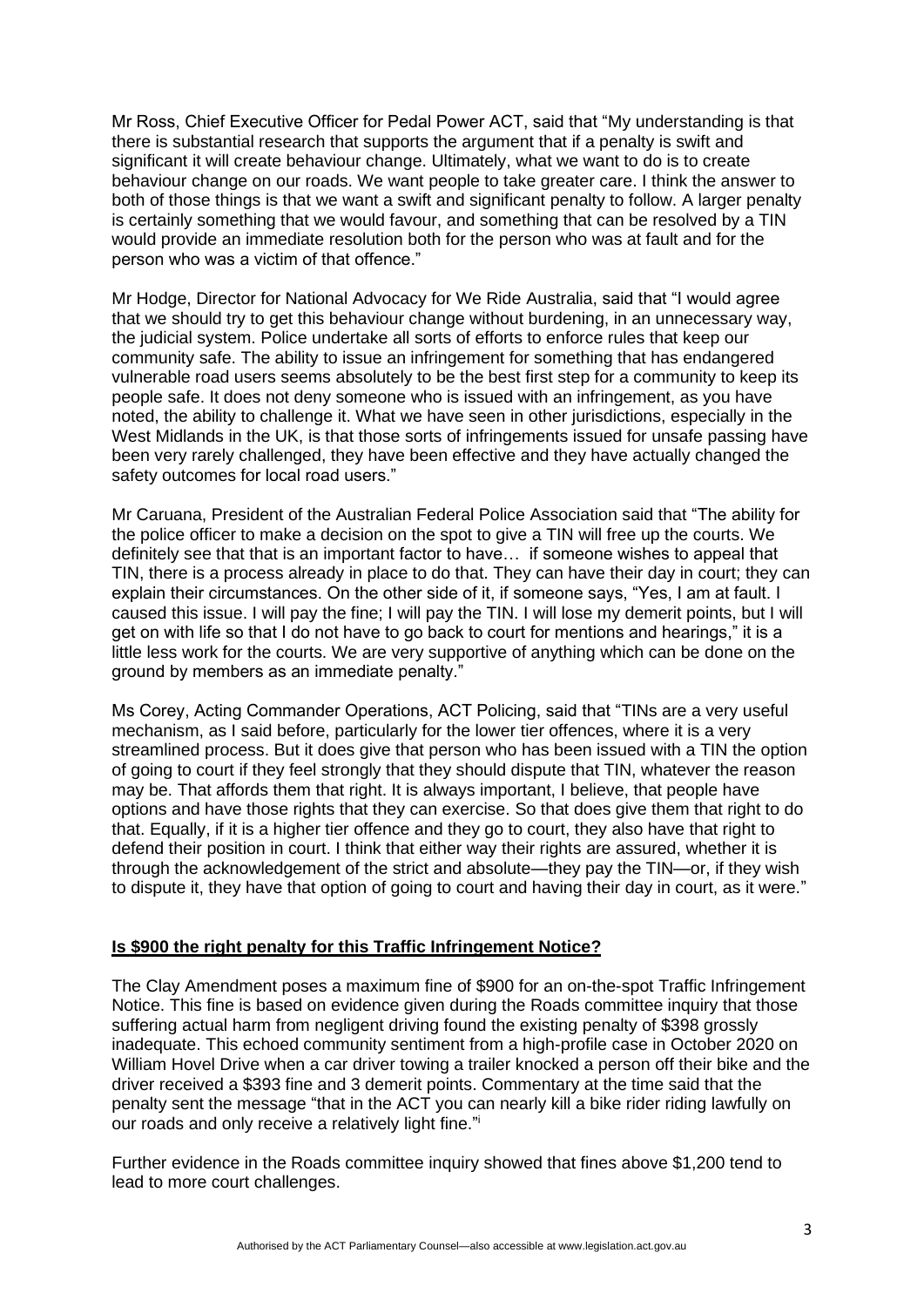Mr Ross, Chief Executive Officer for Pedal Power ACT, said that "My understanding is that there is substantial research that supports the argument that if a penalty is swift and significant it will create behaviour change. Ultimately, what we want to do is to create behaviour change on our roads. We want people to take greater care. I think the answer to both of those things is that we want a swift and significant penalty to follow. A larger penalty is certainly something that we would favour, and something that can be resolved by a TIN would provide an immediate resolution both for the person who was at fault and for the person who was a victim of that offence."

Mr Hodge, Director for National Advocacy for We Ride Australia, said that "I would agree that we should try to get this behaviour change without burdening, in an unnecessary way, the judicial system. Police undertake all sorts of efforts to enforce rules that keep our community safe. The ability to issue an infringement for something that has endangered vulnerable road users seems absolutely to be the best first step for a community to keep its people safe. It does not deny someone who is issued with an infringement, as you have noted, the ability to challenge it. What we have seen in other jurisdictions, especially in the West Midlands in the UK, is that those sorts of infringements issued for unsafe passing have been very rarely challenged, they have been effective and they have actually changed the safety outcomes for local road users."

Mr Caruana, President of the Australian Federal Police Association said that "The ability for the police officer to make a decision on the spot to give a TIN will free up the courts. We definitely see that that is an important factor to have… if someone wishes to appeal that TIN, there is a process already in place to do that. They can have their day in court; they can explain their circumstances. On the other side of it, if someone says, "Yes, I am at fault. I caused this issue. I will pay the fine; I will pay the TIN. I will lose my demerit points, but I will get on with life so that I do not have to go back to court for mentions and hearings," it is a little less work for the courts. We are very supportive of anything which can be done on the ground by members as an immediate penalty."

Ms Corey, Acting Commander Operations, ACT Policing, said that "TINs are a very useful mechanism, as I said before, particularly for the lower tier offences, where it is a very streamlined process. But it does give that person who has been issued with a TIN the option of going to court if they feel strongly that they should dispute that TIN, whatever the reason may be. That affords them that right. It is always important, I believe, that people have options and have those rights that they can exercise. So that does give them that right to do that. Equally, if it is a higher tier offence and they go to court, they also have that right to defend their position in court. I think that either way their rights are assured, whether it is through the acknowledgement of the strict and absolute—they pay the TIN—or, if they wish to dispute it, they have that option of going to court and having their day in court, as it were."

## **Is $900 the right penalty for this Traffic Infringement Notice?**

The Clay Amendment poses a maximum fine of $900 for an on-the-spot Traffic Infringement Notice. This fine is based on evidence given during the Roads committee inquiry that those suffering actual harm from negligent driving found the existing penalty of $398 grossly inadequate. This echoed community sentiment from a high-profile case in October 2020 on William Hovel Drive when a car driver towing a trailer knocked a person off their bike and the driver received a $393 fine and 3 demerit points. Commentary at the time said that the penalty sent the message "that in the ACT you can nearly kill a bike rider riding lawfully on our roads and only receive a relatively light fine."[i]

Further evidence in the Roads committee inquiry showed that fines above $1,200 tend to lead to more court challenges.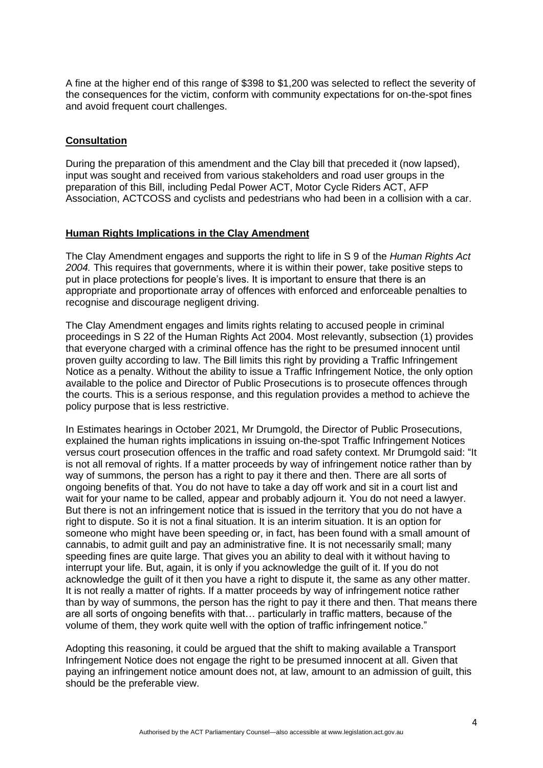A fine at the higher end of this range of $398 to $1,200 was selected to reflect the severity of the consequences for the victim, conform with community expectations for on-the-spot fines and avoid frequent court challenges.

## Consultation

During the preparation of this amendment and the Clay bill that preceded it (now lapsed), input was sought and received from various stakeholders and road user groups in the preparation of this Bill, including Pedal Power ACT, Motor Cycle Riders ACT, AFP Association, ACTCOSS and cyclists and pedestrians who had been in a collision with a car.

## Human Rights Implications in the Clay Amendment

The Clay Amendment engages and supports the right to life in S 9 of the *Human Rights Act 2004.* This requires that governments, where it is within their power, take positive steps to put in place protections for people's lives. It is important to ensure that there is an appropriate and proportionate array of offences with enforced and enforceable penalties to recognise and discourage negligent driving.

The Clay Amendment engages and limits rights relating to accused people in criminal proceedings in S 22 of the Human Rights Act 2004. Most relevantly, subsection (1) provides that everyone charged with a criminal offence has the right to be presumed innocent until proven guilty according to law. The Bill limits this right by providing a Traffic Infringement Notice as a penalty. Without the ability to issue a Traffic Infringement Notice, the only option available to the police and Director of Public Prosecutions is to prosecute offences through the courts. This is a serious response, and this regulation provides a method to achieve the policy purpose that is less restrictive.

In Estimates hearings in October 2021, Mr Drumgold, the Director of Public Prosecutions, explained the human rights implications in issuing on-the-spot Traffic Infringement Notices versus court prosecution offences in the traffic and road safety context. Mr Drumgold said: "It is not all removal of rights. If a matter proceeds by way of infringement notice rather than by way of summons, the person has a right to pay it there and then. There are all sorts of ongoing benefits of that. You do not have to take a day off work and sit in a court list and wait for your name to be called, appear and probably adjourn it. You do not need a lawyer. But there is not an infringement notice that is issued in the territory that you do not have a right to dispute. So it is not a final situation. It is an interim situation. It is an option for someone who might have been speeding or, in fact, has been found with a small amount of cannabis, to admit guilt and pay an administrative fine. It is not necessarily small; many speeding fines are quite large. That gives you an ability to deal with it without having to interrupt your life. But, again, it is only if you acknowledge the guilt of it. If you do not acknowledge the guilt of it then you have a right to dispute it, the same as any other matter. It is not really a matter of rights. If a matter proceeds by way of infringement notice rather than by way of summons, the person has the right to pay it there and then. That means there are all sorts of ongoing benefits with that… particularly in traffic matters, because of the volume of them, they work quite well with the option of traffic infringement notice."

Adopting this reasoning, it could be argued that the shift to making available a Transport Infringement Notice does not engage the right to be presumed innocent at all. Given that paying an infringement notice amount does not, at law, amount to an admission of guilt, this should be the preferable view.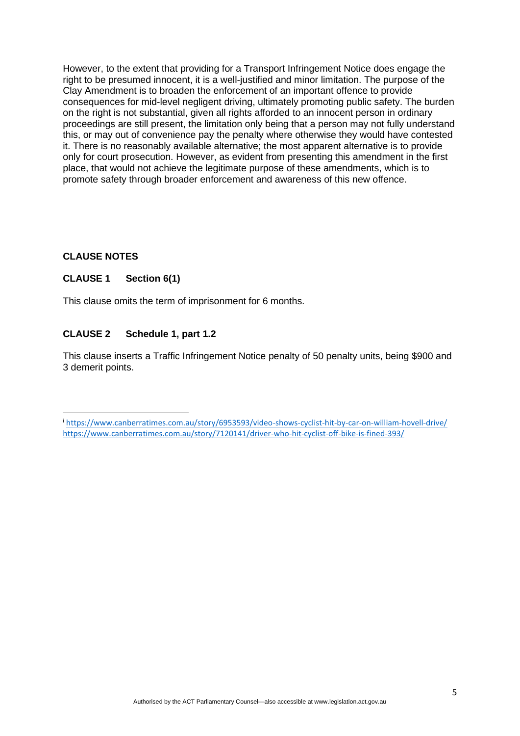However, to the extent that providing for a Transport Infringement Notice does engage the right to be presumed innocent, it is a well-justified and minor limitation. The purpose of the Clay Amendment is to broaden the enforcement of an important offence to provide consequences for mid-level negligent driving, ultimately promoting public safety. The burden on the right is not substantial, given all rights afforded to an innocent person in ordinary proceedings are still present, the limitation only being that a person may not fully understand this, or may out of convenience pay the penalty where otherwise they would have contested it. There is no reasonably available alternative; the most apparent alternative is to provide only for court prosecution. However, as evident from presenting this amendment in the first place, that would not achieve the legitimate purpose of these amendments, which is to promote safety through broader enforcement and awareness of this new offence.

## CLAUSE NOTES

### CLAUSE 1 Section 6(1)

This clause omits the term of imprisonment for 6 months.

### CLAUSE 2 Schedule 1, part 1.2

This clause inserts a Traffic Infringement Notice penalty of 50 penalty units, being $900 and 3 demerit points.

---

[i] https://www.canberratimes.com.au/story/6953593/video-shows-cyclist-hit-by-car-on-william-hovell-drive/
https://www.canberratimes.com.au/story/7120141/driver-who-hit-cyclist-off-bike-is-fined-393/